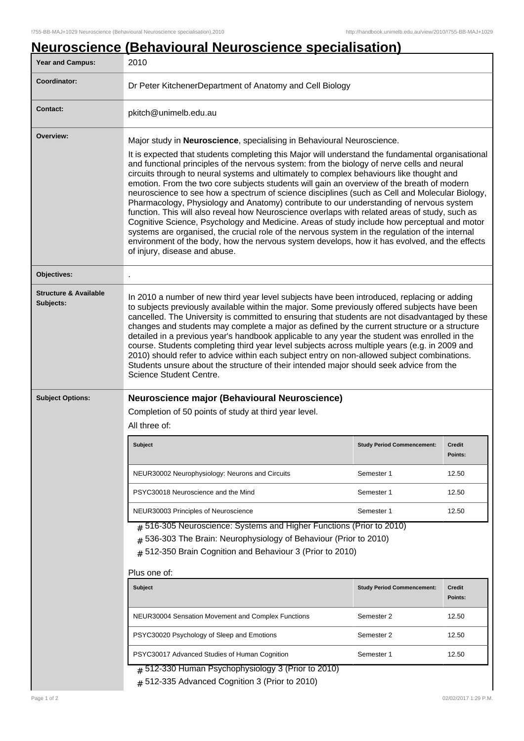# Neuroscience (Behavioural Neuroscience specialisation)

| Year and Campus: | 2010 |
|---|---|
| Coordinator: | Dr Peter KitchenerDepartment of Anatomy and Cell Biology |
| Contact: | pkitch@unimelb.edu.au |
| Overview: | Major study in **Neuroscience**, specialising in Behavioural Neuroscience.<br><br>It is expected that students completing this Major will understand the fundamental organisational and functional principles of the nervous system: from the biology of nerve cells and neural circuits through to neural systems and ultimately to complex behaviours like thought and emotion. From the two core subjects students will gain an overview of the breath of modern neuroscience to see how a spectrum of science disciplines (such as Cell and Molecular Biology, Pharmacology, Physiology and Anatomy) contribute to our understanding of nervous system function. This will also reveal how Neuroscience overlaps with related areas of study, such as Cognitive Science, Psychology and Medicine. Areas of study include how perceptual and motor systems are organised, the crucial role of the nervous system in the regulation of the internal environment of the body, how the nervous system develops, how it has evolved, and the effects of injury, disease and abuse. |
| Objectives: | . |
| Structure & Available Subjects: | In 2010 a number of new third year level subjects have been introduced, replacing or adding to subjects previously available within the major. Some previously offered subjects have been cancelled. The University is committed to ensuring that students are not disadvantaged by these changes and students may complete a major as defined by the current structure or a structure detailed in a previous year's handbook applicable to any year the student was enrolled in the course. Students completing third year level subjects across multiple years (e.g. in 2009 and 2010) should refer to advice within each subject entry on non-allowed subject combinations. Students unsure about the structure of their intended major should seek advice from the Science Student Centre. |

## Subject Options:

### Neuroscience major (Behavioural Neuroscience)

Completion of 50 points of study at third year level.

All three of:

| Subject | Study Period Commencement: | Credit Points: |
|---|---|---|
| NEUR30002 Neurophysiology: Neurons and Circuits | Semester 1 | 12.50 |
| PSYC30018 Neuroscience and the Mind | Semester 1 | 12.50 |
| NEUR30003 Principles of Neuroscience | Semester 1 | 12.50 |

- # 516-305 Neuroscience: Systems and Higher Functions (Prior to 2010)
- # 536-303 The Brain: Neurophysiology of Behaviour (Prior to 2010)
- # 512-350 Brain Cognition and Behaviour 3 (Prior to 2010)

Plus one of:

| Subject | Study Period Commencement: | Credit Points: |
|---|---|---|
| NEUR30004 Sensation Movement and Complex Functions | Semester 2 | 12.50 |
| PSYC30020 Psychology of Sleep and Emotions | Semester 2 | 12.50 |
| PSYC30017 Advanced Studies of Human Cognition | Semester 1 | 12.50 |

- # 512-330 Human Psychophysiology 3 (Prior to 2010)
- # 512-335 Advanced Cognition 3 (Prior to 2010)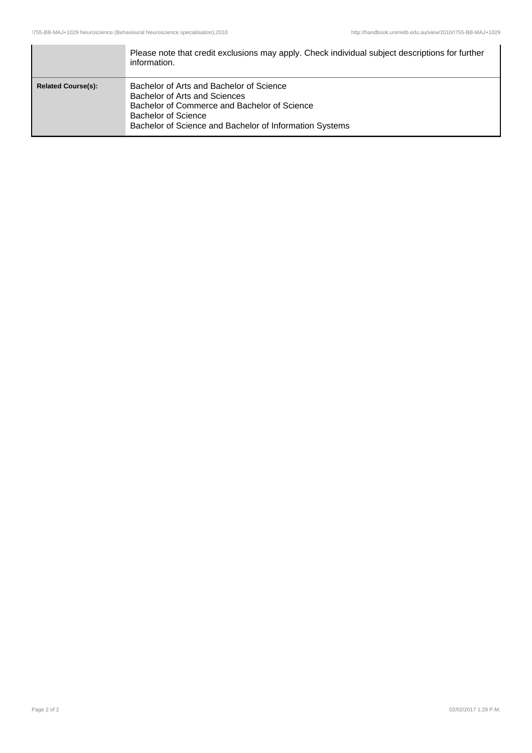| | |
|---|---|
| | Please note that credit exclusions may apply. Check individual subject descriptions for further information. |
| **Related Course(s):** | Bachelor of Arts and Bachelor of Science<br>Bachelor of Arts and Sciences<br>Bachelor of Commerce and Bachelor of Science<br>Bachelor of Science<br>Bachelor of Science and Bachelor of Information Systems |